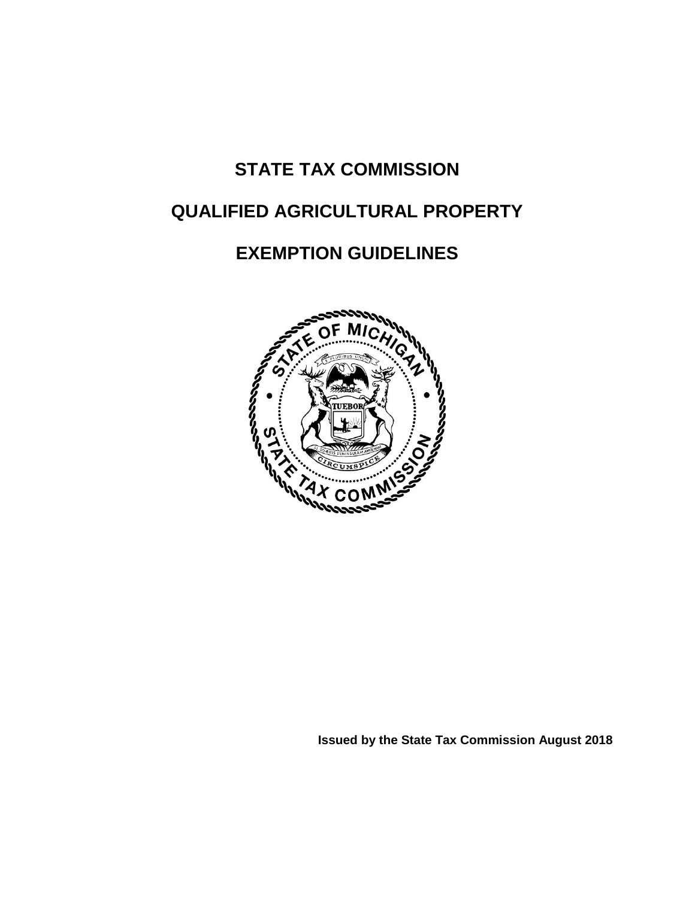# STATE TAX COMMISSION

# QUALIFIED AGRICULTURAL PROPERTY

# EXEMPTION GUIDELINES

**Issued by the State Tax Commission August 2018**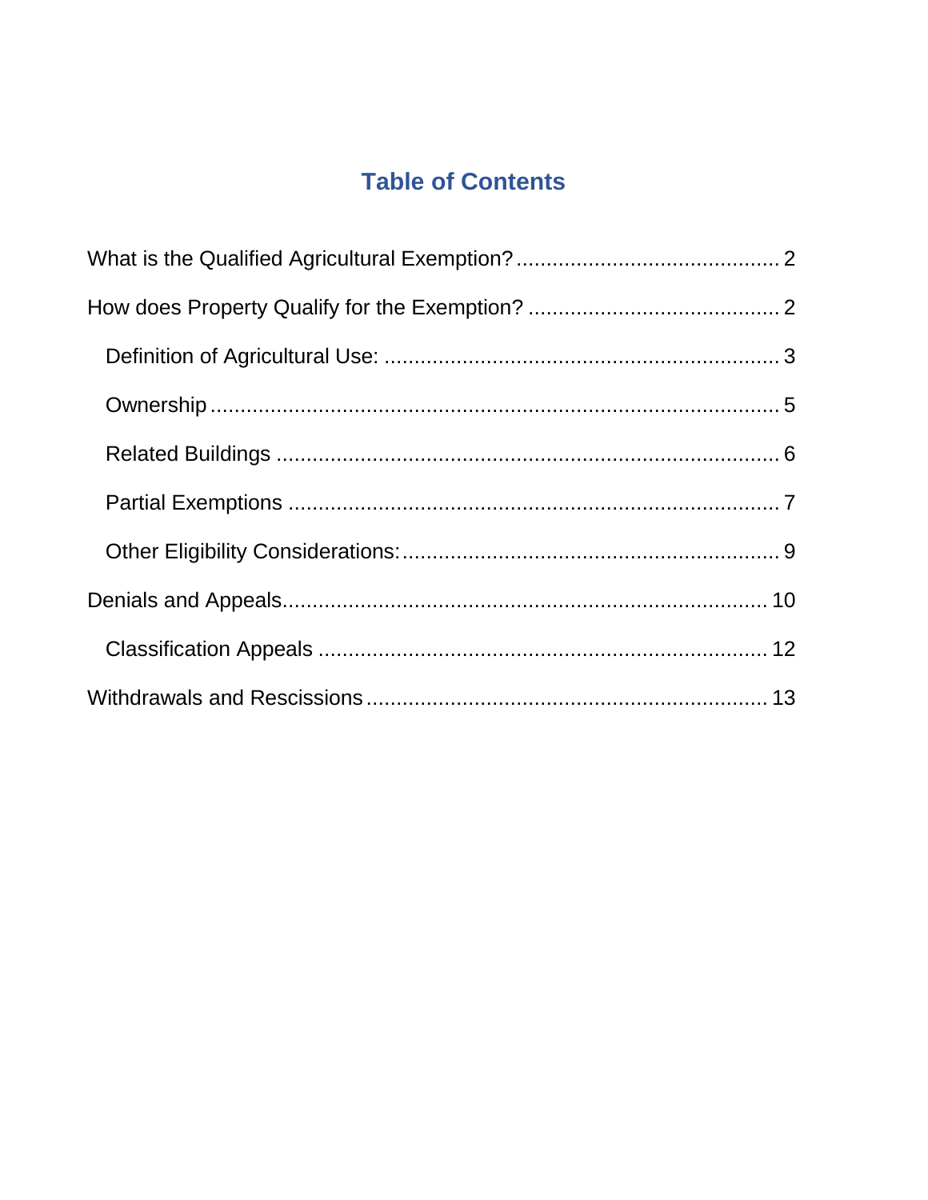# Table of Contents

What is the Qualified Agricultural Exemption? .......... 2

How does Property Qualify for the Exemption? .......... 2

- Definition of Agricultural Use: .......... 3
- Ownership .......... 5
- Related Buildings .......... 6
- Partial Exemptions .......... 7
- Other Eligibility Considerations: .......... 9

Denials and Appeals .......... 10

- Classification Appeals .......... 12

Withdrawals and Rescissions .......... 13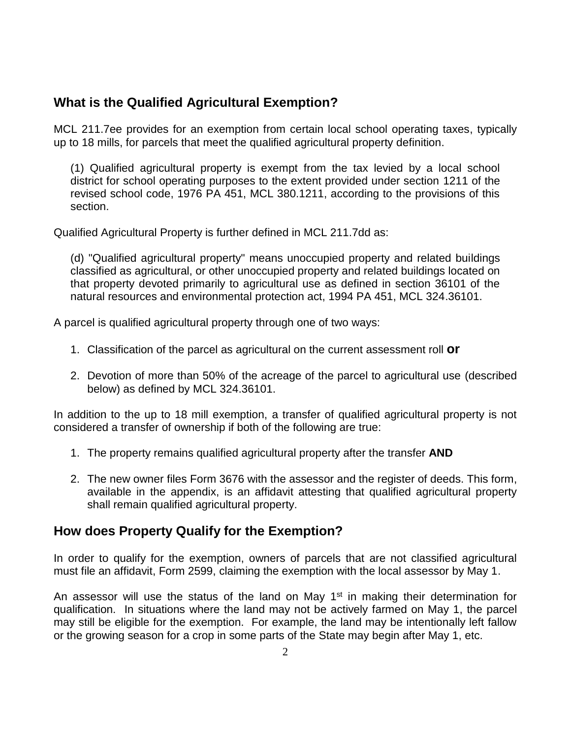## What is the Qualified Agricultural Exemption?

MCL 211.7ee provides for an exemption from certain local school operating taxes, typically up to 18 mills, for parcels that meet the qualified agricultural property definition.

> (1) Qualified agricultural property is exempt from the tax levied by a local school district for school operating purposes to the extent provided under section 1211 of the revised school code, 1976 PA 451, MCL 380.1211, according to the provisions of this section.

Qualified Agricultural Property is further defined in MCL 211.7dd as:

> (d) "Qualified agricultural property" means unoccupied property and related buildings classified as agricultural, or other unoccupied property and related buildings located on that property devoted primarily to agricultural use as defined in section 36101 of the natural resources and environmental protection act, 1994 PA 451, MCL 324.36101.

A parcel is qualified agricultural property through one of two ways:

1. Classification of the parcel as agricultural on the current assessment roll **or**
2. Devotion of more than 50% of the acreage of the parcel to agricultural use (described below) as defined by MCL 324.36101.

In addition to the up to 18 mill exemption, a transfer of qualified agricultural property is not considered a transfer of ownership if both of the following are true:

1. The property remains qualified agricultural property after the transfer **AND**
2. The new owner files Form 3676 with the assessor and the register of deeds. This form, available in the appendix, is an affidavit attesting that qualified agricultural property shall remain qualified agricultural property.

## How does Property Qualify for the Exemption?

In order to qualify for the exemption, owners of parcels that are not classified agricultural must file an affidavit, Form 2599, claiming the exemption with the local assessor by May 1.

An assessor will use the status of the land on May 1st in making their determination for qualification. In situations where the land may not be actively farmed on May 1, the parcel may still be eligible for the exemption. For example, the land may be intentionally left fallow or the growing season for a crop in some parts of the State may begin after May 1, etc.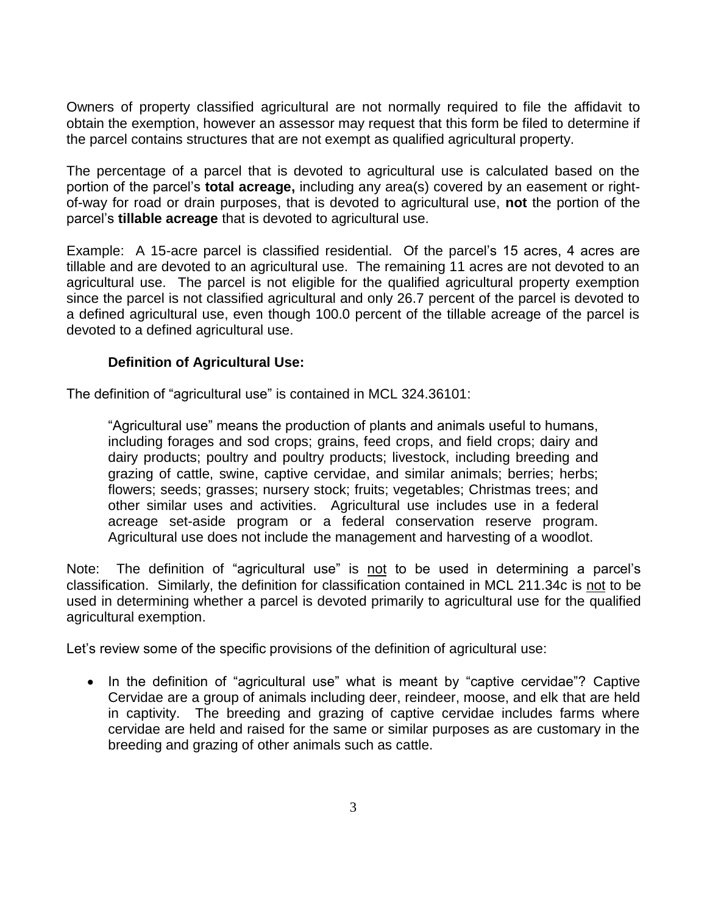Owners of property classified agricultural are not normally required to file the affidavit to obtain the exemption, however an assessor may request that this form be filed to determine if the parcel contains structures that are not exempt as qualified agricultural property.

The percentage of a parcel that is devoted to agricultural use is calculated based on the portion of the parcel's **total acreage,** including any area(s) covered by an easement or right-of-way for road or drain purposes, that is devoted to agricultural use, **not** the portion of the parcel's **tillable acreage** that is devoted to agricultural use.

Example: A 15-acre parcel is classified residential. Of the parcel's 15 acres, 4 acres are tillable and are devoted to an agricultural use. The remaining 11 acres are not devoted to an agricultural use. The parcel is not eligible for the qualified agricultural property exemption since the parcel is not classified agricultural and only 26.7 percent of the parcel is devoted to a defined agricultural use, even though 100.0 percent of the tillable acreage of the parcel is devoted to a defined agricultural use.

### Definition of Agricultural Use:

The definition of "agricultural use" is contained in MCL 324.36101:

> "Agricultural use" means the production of plants and animals useful to humans, including forages and sod crops; grains, feed crops, and field crops; dairy and dairy products; poultry and poultry products; livestock, including breeding and grazing of cattle, swine, captive cervidae, and similar animals; berries; herbs; flowers; seeds; grasses; nursery stock; fruits; vegetables; Christmas trees; and other similar uses and activities. Agricultural use includes use in a federal acreage set-aside program or a federal conservation reserve program. Agricultural use does not include the management and harvesting of a woodlot.

Note: The definition of "agricultural use" is <u>not</u> to be used in determining a parcel's classification. Similarly, the definition for classification contained in MCL 211.34c is <u>not</u> to be used in determining whether a parcel is devoted primarily to agricultural use for the qualified agricultural exemption.

Let's review some of the specific provisions of the definition of agricultural use:

- In the definition of "agricultural use" what is meant by "captive cervidae"? Captive Cervidae are a group of animals including deer, reindeer, moose, and elk that are held in captivity. The breeding and grazing of captive cervidae includes farms where cervidae are held and raised for the same or similar purposes as are customary in the breeding and grazing of other animals such as cattle.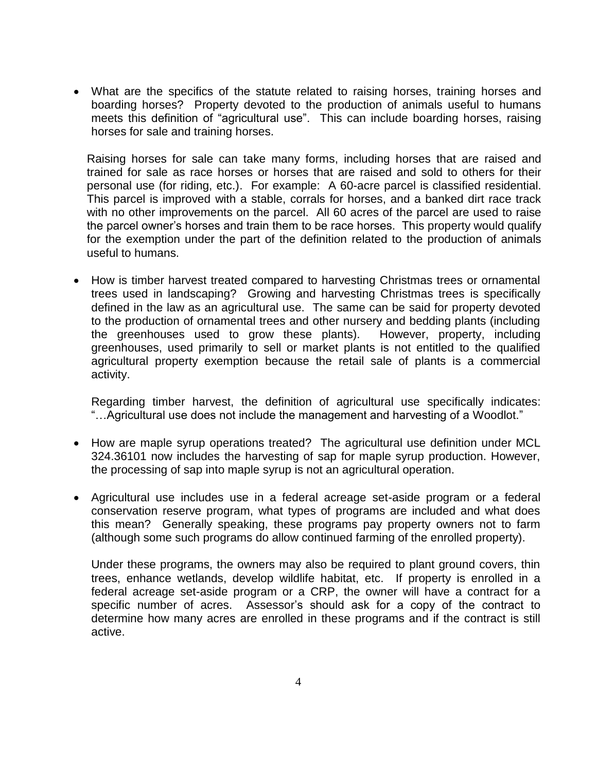- What are the specifics of the statute related to raising horses, training horses and boarding horses? Property devoted to the production of animals useful to humans meets this definition of "agricultural use". This can include boarding horses, raising horses for sale and training horses.

  Raising horses for sale can take many forms, including horses that are raised and trained for sale as race horses or horses that are raised and sold to others for their personal use (for riding, etc.). For example: A 60-acre parcel is classified residential. This parcel is improved with a stable, corrals for horses, and a banked dirt race track with no other improvements on the parcel. All 60 acres of the parcel are used to raise the parcel owner's horses and train them to be race horses. This property would qualify for the exemption under the part of the definition related to the production of animals useful to humans.

- How is timber harvest treated compared to harvesting Christmas trees or ornamental trees used in landscaping? Growing and harvesting Christmas trees is specifically defined in the law as an agricultural use. The same can be said for property devoted to the production of ornamental trees and other nursery and bedding plants (including the greenhouses used to grow these plants). However, property, including greenhouses, used primarily to sell or market plants is not entitled to the qualified agricultural property exemption because the retail sale of plants is a commercial activity.

  Regarding timber harvest, the definition of agricultural use specifically indicates: "…Agricultural use does not include the management and harvesting of a Woodlot."

- How are maple syrup operations treated? The agricultural use definition under MCL 324.36101 now includes the harvesting of sap for maple syrup production. However, the processing of sap into maple syrup is not an agricultural operation.

- Agricultural use includes use in a federal acreage set-aside program or a federal conservation reserve program, what types of programs are included and what does this mean? Generally speaking, these programs pay property owners not to farm (although some such programs do allow continued farming of the enrolled property).

  Under these programs, the owners may also be required to plant ground covers, thin trees, enhance wetlands, develop wildlife habitat, etc. If property is enrolled in a federal acreage set-aside program or a CRP, the owner will have a contract for a specific number of acres. Assessor's should ask for a copy of the contract to determine how many acres are enrolled in these programs and if the contract is still active.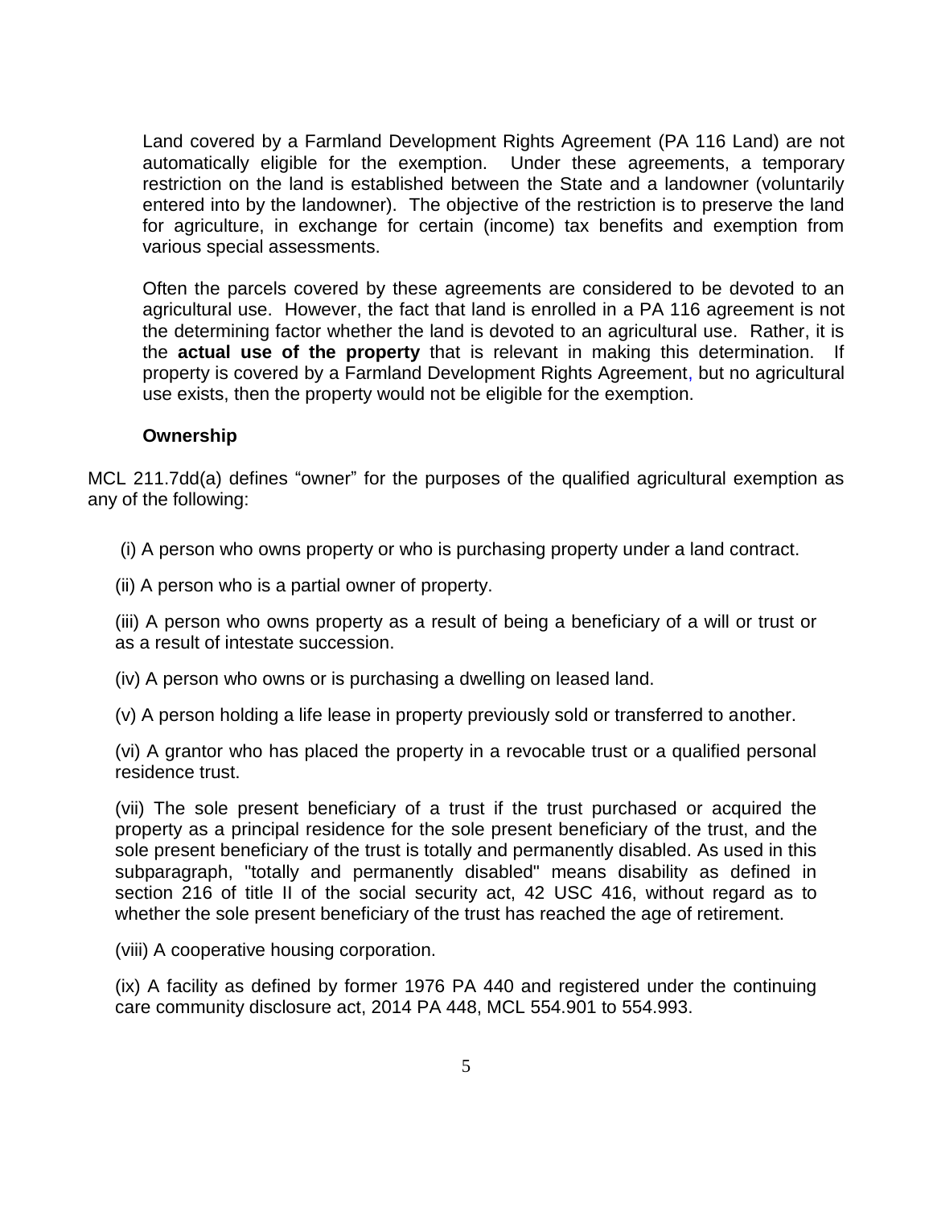Land covered by a Farmland Development Rights Agreement (PA 116 Land) are not automatically eligible for the exemption. Under these agreements, a temporary restriction on the land is established between the State and a landowner (voluntarily entered into by the landowner). The objective of the restriction is to preserve the land for agriculture, in exchange for certain (income) tax benefits and exemption from various special assessments.

Often the parcels covered by these agreements are considered to be devoted to an agricultural use. However, the fact that land is enrolled in a PA 116 agreement is not the determining factor whether the land is devoted to an agricultural use. Rather, it is the **actual use of the property** that is relevant in making this determination. If property is covered by a Farmland Development Rights Agreement, but no agricultural use exists, then the property would not be eligible for the exemption.

**Ownership**

MCL 211.7dd(a) defines "owner" for the purposes of the qualified agricultural exemption as any of the following:

(i) A person who owns property or who is purchasing property under a land contract.

(ii) A person who is a partial owner of property.

(iii) A person who owns property as a result of being a beneficiary of a will or trust or as a result of intestate succession.

(iv) A person who owns or is purchasing a dwelling on leased land.

(v) A person holding a life lease in property previously sold or transferred to another.

(vi) A grantor who has placed the property in a revocable trust or a qualified personal residence trust.

(vii) The sole present beneficiary of a trust if the trust purchased or acquired the property as a principal residence for the sole present beneficiary of the trust, and the sole present beneficiary of the trust is totally and permanently disabled. As used in this subparagraph, "totally and permanently disabled" means disability as defined in section 216 of title II of the social security act, 42 USC 416, without regard as to whether the sole present beneficiary of the trust has reached the age of retirement.

(viii) A cooperative housing corporation.

(ix) A facility as defined by former 1976 PA 440 and registered under the continuing care community disclosure act, 2014 PA 448, MCL 554.901 to 554.993.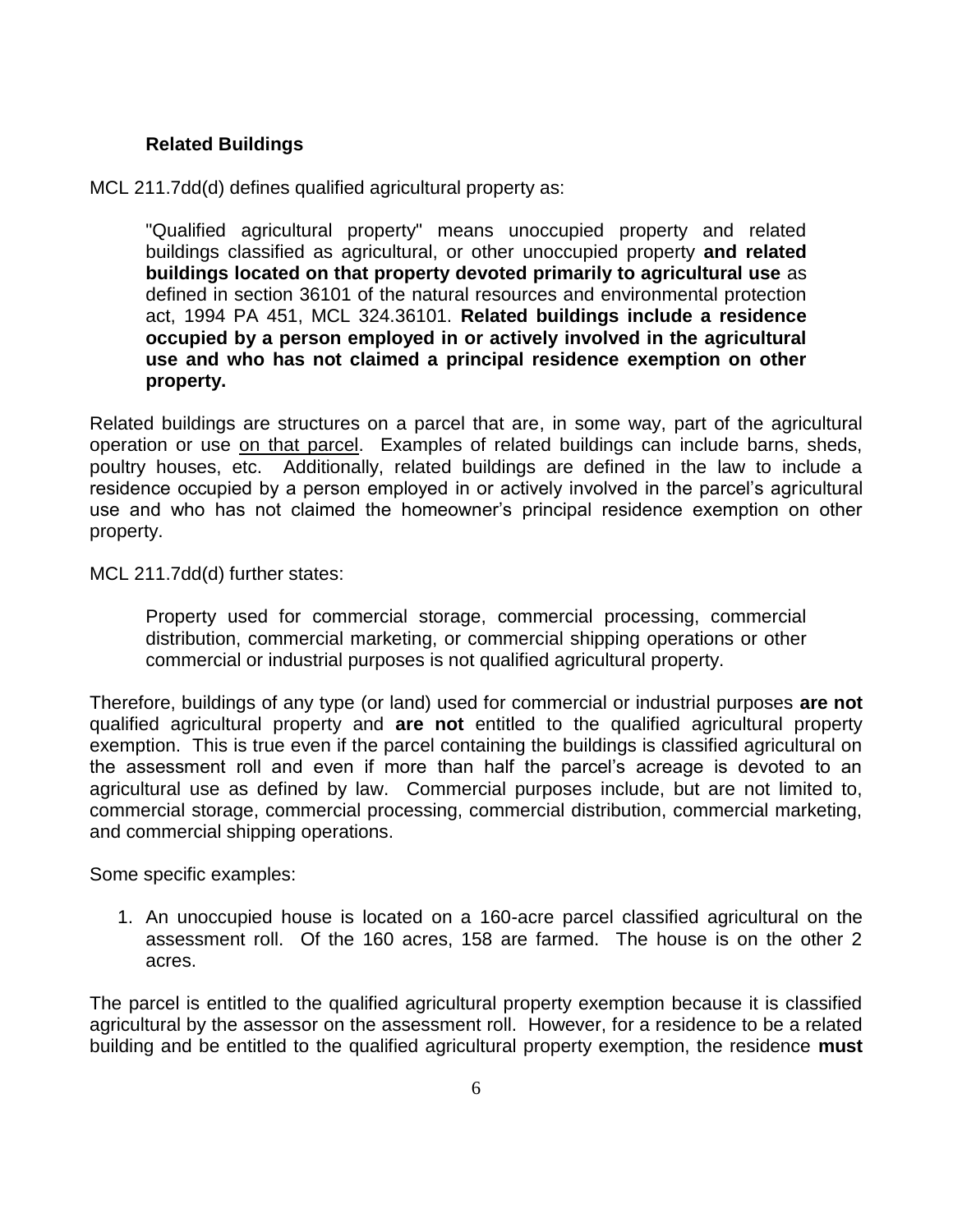### Related Buildings

MCL 211.7dd(d) defines qualified agricultural property as:

> "Qualified agricultural property" means unoccupied property and related buildings classified as agricultural, or other unoccupied property **and related buildings located on that property devoted primarily to agricultural use** as defined in section 36101 of the natural resources and environmental protection act, 1994 PA 451, MCL 324.36101. **Related buildings include a residence occupied by a person employed in or actively involved in the agricultural use and who has not claimed a principal residence exemption on other property.**

Related buildings are structures on a parcel that are, in some way, part of the agricultural operation or use <u>on that parcel</u>. Examples of related buildings can include barns, sheds, poultry houses, etc. Additionally, related buildings are defined in the law to include a residence occupied by a person employed in or actively involved in the parcel's agricultural use and who has not claimed the homeowner's principal residence exemption on other property.

MCL 211.7dd(d) further states:

> Property used for commercial storage, commercial processing, commercial distribution, commercial marketing, or commercial shipping operations or other commercial or industrial purposes is not qualified agricultural property.

Therefore, buildings of any type (or land) used for commercial or industrial purposes **are not** qualified agricultural property and **are not** entitled to the qualified agricultural property exemption. This is true even if the parcel containing the buildings is classified agricultural on the assessment roll and even if more than half the parcel's acreage is devoted to an agricultural use as defined by law. Commercial purposes include, but are not limited to, commercial storage, commercial processing, commercial distribution, commercial marketing, and commercial shipping operations.

Some specific examples:

1. An unoccupied house is located on a 160-acre parcel classified agricultural on the assessment roll. Of the 160 acres, 158 are farmed. The house is on the other 2 acres.

The parcel is entitled to the qualified agricultural property exemption because it is classified agricultural by the assessor on the assessment roll. However, for a residence to be a related building and be entitled to the qualified agricultural property exemption, the residence **must**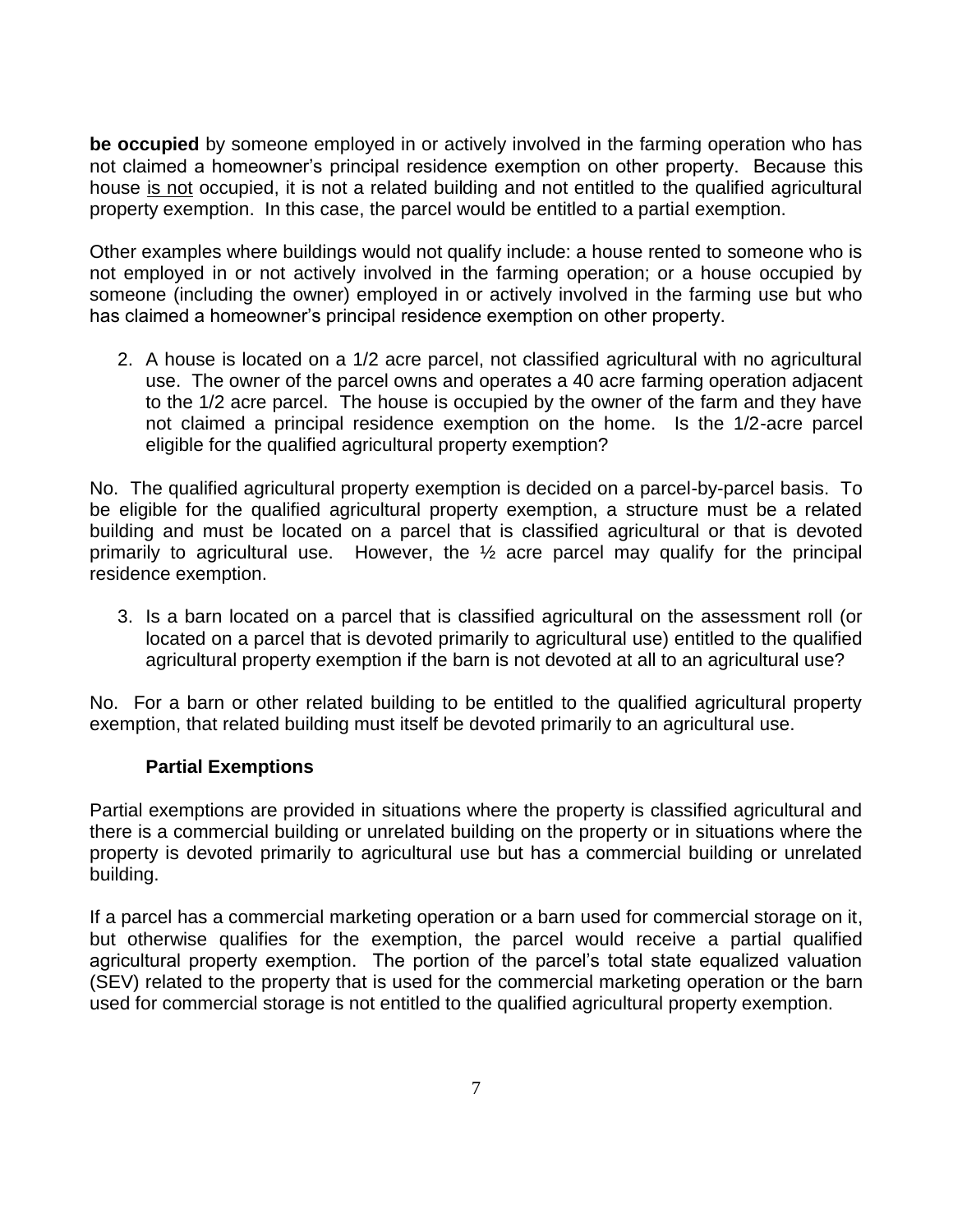**be occupied** by someone employed in or actively involved in the farming operation who has not claimed a homeowner's principal residence exemption on other property. Because this house is not occupied, it is not a related building and not entitled to the qualified agricultural property exemption. In this case, the parcel would be entitled to a partial exemption.

Other examples where buildings would not qualify include: a house rented to someone who is not employed in or not actively involved in the farming operation; or a house occupied by someone (including the owner) employed in or actively involved in the farming use but who has claimed a homeowner's principal residence exemption on other property.

2. A house is located on a 1/2 acre parcel, not classified agricultural with no agricultural use. The owner of the parcel owns and operates a 40 acre farming operation adjacent to the 1/2 acre parcel. The house is occupied by the owner of the farm and they have not claimed a principal residence exemption on the home. Is the 1/2-acre parcel eligible for the qualified agricultural property exemption?

No. The qualified agricultural property exemption is decided on a parcel-by-parcel basis. To be eligible for the qualified agricultural property exemption, a structure must be a related building and must be located on a parcel that is classified agricultural or that is devoted primarily to agricultural use. However, the ½ acre parcel may qualify for the principal residence exemption.

3. Is a barn located on a parcel that is classified agricultural on the assessment roll (or located on a parcel that is devoted primarily to agricultural use) entitled to the qualified agricultural property exemption if the barn is not devoted at all to an agricultural use?

No. For a barn or other related building to be entitled to the qualified agricultural property exemption, that related building must itself be devoted primarily to an agricultural use.

### Partial Exemptions

Partial exemptions are provided in situations where the property is classified agricultural and there is a commercial building or unrelated building on the property or in situations where the property is devoted primarily to agricultural use but has a commercial building or unrelated building.

If a parcel has a commercial marketing operation or a barn used for commercial storage on it, but otherwise qualifies for the exemption, the parcel would receive a partial qualified agricultural property exemption. The portion of the parcel's total state equalized valuation (SEV) related to the property that is used for the commercial marketing operation or the barn used for commercial storage is not entitled to the qualified agricultural property exemption.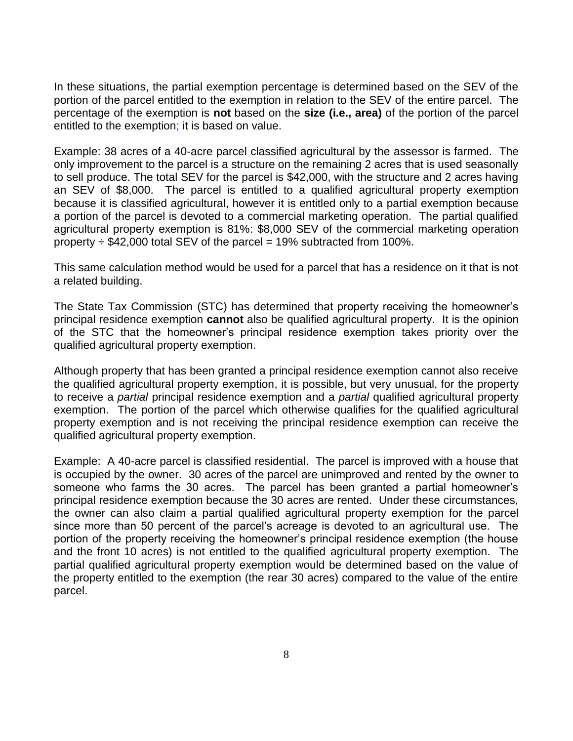In these situations, the partial exemption percentage is determined based on the SEV of the portion of the parcel entitled to the exemption in relation to the SEV of the entire parcel. The percentage of the exemption is **not** based on the **size (i.e., area)** of the portion of the parcel entitled to the exemption; it is based on value.

Example: 38 acres of a 40-acre parcel classified agricultural by the assessor is farmed. The only improvement to the parcel is a structure on the remaining 2 acres that is used seasonally to sell produce. The total SEV for the parcel is $42,000, with the structure and 2 acres having an SEV of $8,000. The parcel is entitled to a qualified agricultural property exemption because it is classified agricultural, however it is entitled only to a partial exemption because a portion of the parcel is devoted to a commercial marketing operation. The partial qualified agricultural property exemption is 81%: $8,000 SEV of the commercial marketing operation property ÷ $42,000 total SEV of the parcel = 19% subtracted from 100%.

This same calculation method would be used for a parcel that has a residence on it that is not a related building.

The State Tax Commission (STC) has determined that property receiving the homeowner's principal residence exemption **cannot** also be qualified agricultural property. It is the opinion of the STC that the homeowner's principal residence exemption takes priority over the qualified agricultural property exemption.

Although property that has been granted a principal residence exemption cannot also receive the qualified agricultural property exemption, it is possible, but very unusual, for the property to receive a *partial* principal residence exemption and a *partial* qualified agricultural property exemption. The portion of the parcel which otherwise qualifies for the qualified agricultural property exemption and is not receiving the principal residence exemption can receive the qualified agricultural property exemption.

Example: A 40-acre parcel is classified residential. The parcel is improved with a house that is occupied by the owner. 30 acres of the parcel are unimproved and rented by the owner to someone who farms the 30 acres. The parcel has been granted a partial homeowner's principal residence exemption because the 30 acres are rented. Under these circumstances, the owner can also claim a partial qualified agricultural property exemption for the parcel since more than 50 percent of the parcel's acreage is devoted to an agricultural use. The portion of the property receiving the homeowner's principal residence exemption (the house and the front 10 acres) is not entitled to the qualified agricultural property exemption. The partial qualified agricultural property exemption would be determined based on the value of the property entitled to the exemption (the rear 30 acres) compared to the value of the entire parcel.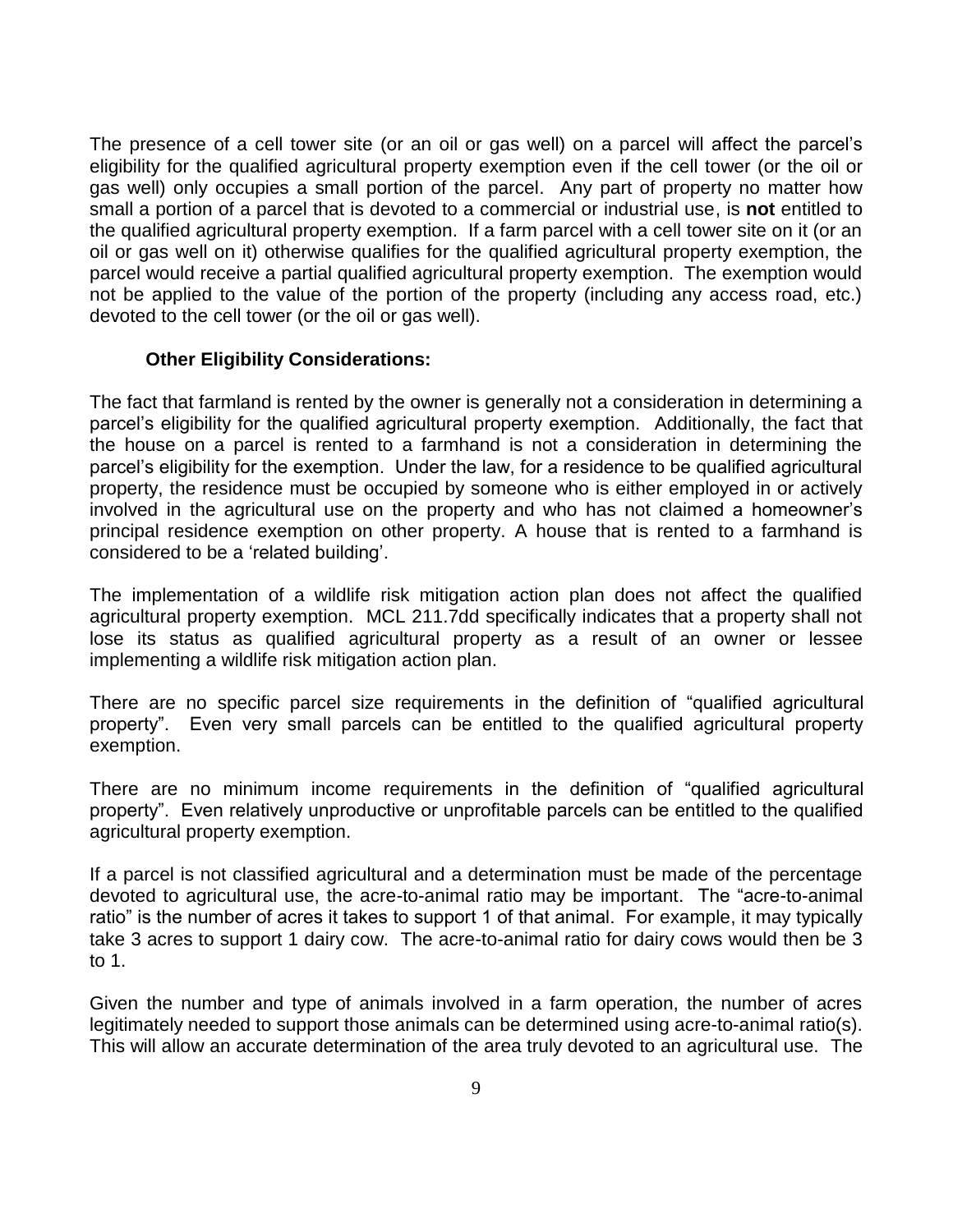The presence of a cell tower site (or an oil or gas well) on a parcel will affect the parcel's eligibility for the qualified agricultural property exemption even if the cell tower (or the oil or gas well) only occupies a small portion of the parcel. Any part of property no matter how small a portion of a parcel that is devoted to a commercial or industrial use, is **not** entitled to the qualified agricultural property exemption. If a farm parcel with a cell tower site on it (or an oil or gas well on it) otherwise qualifies for the qualified agricultural property exemption, the parcel would receive a partial qualified agricultural property exemption. The exemption would not be applied to the value of the portion of the property (including any access road, etc.) devoted to the cell tower (or the oil or gas well).

**Other Eligibility Considerations:**

The fact that farmland is rented by the owner is generally not a consideration in determining a parcel's eligibility for the qualified agricultural property exemption. Additionally, the fact that the house on a parcel is rented to a farmhand is not a consideration in determining the parcel's eligibility for the exemption. Under the law, for a residence to be qualified agricultural property, the residence must be occupied by someone who is either employed in or actively involved in the agricultural use on the property and who has not claimed a homeowner's principal residence exemption on other property. A house that is rented to a farmhand is considered to be a 'related building'.

The implementation of a wildlife risk mitigation action plan does not affect the qualified agricultural property exemption. MCL 211.7dd specifically indicates that a property shall not lose its status as qualified agricultural property as a result of an owner or lessee implementing a wildlife risk mitigation action plan.

There are no specific parcel size requirements in the definition of "qualified agricultural property". Even very small parcels can be entitled to the qualified agricultural property exemption.

There are no minimum income requirements in the definition of "qualified agricultural property". Even relatively unproductive or unprofitable parcels can be entitled to the qualified agricultural property exemption.

If a parcel is not classified agricultural and a determination must be made of the percentage devoted to agricultural use, the acre-to-animal ratio may be important. The "acre-to-animal ratio" is the number of acres it takes to support 1 of that animal. For example, it may typically take 3 acres to support 1 dairy cow. The acre-to-animal ratio for dairy cows would then be 3 to 1.

Given the number and type of animals involved in a farm operation, the number of acres legitimately needed to support those animals can be determined using acre-to-animal ratio(s). This will allow an accurate determination of the area truly devoted to an agricultural use. The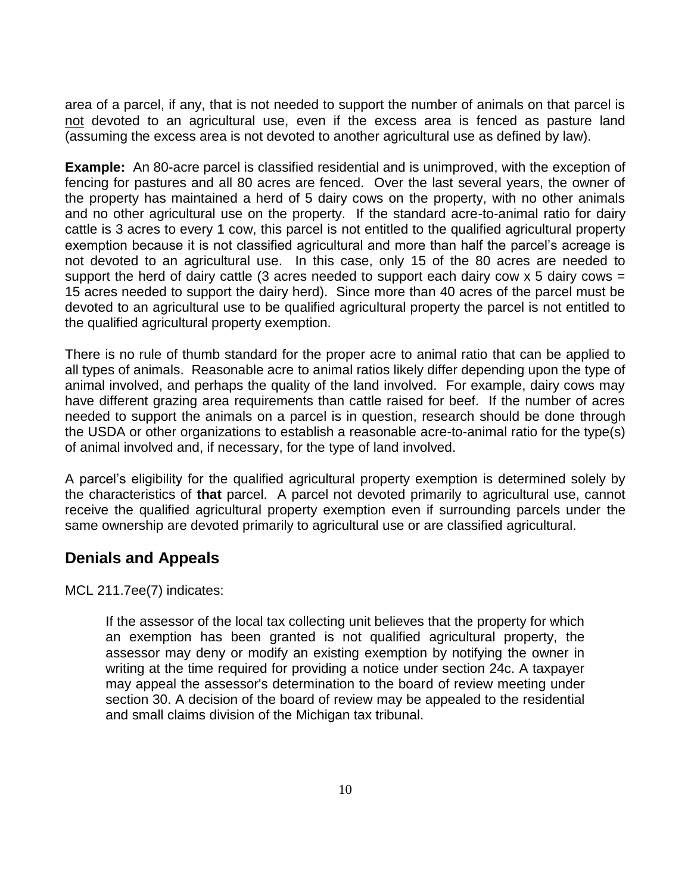area of a parcel, if any, that is not needed to support the number of animals on that parcel is <u>not</u> devoted to an agricultural use, even if the excess area is fenced as pasture land (assuming the excess area is not devoted to another agricultural use as defined by law).

**Example:** An 80-acre parcel is classified residential and is unimproved, with the exception of fencing for pastures and all 80 acres are fenced. Over the last several years, the owner of the property has maintained a herd of 5 dairy cows on the property, with no other animals and no other agricultural use on the property. If the standard acre-to-animal ratio for dairy cattle is 3 acres to every 1 cow, this parcel is not entitled to the qualified agricultural property exemption because it is not classified agricultural and more than half the parcel's acreage is not devoted to an agricultural use. In this case, only 15 of the 80 acres are needed to support the herd of dairy cattle (3 acres needed to support each dairy cow x 5 dairy cows = 15 acres needed to support the dairy herd). Since more than 40 acres of the parcel must be devoted to an agricultural use to be qualified agricultural property the parcel is not entitled to the qualified agricultural property exemption.

There is no rule of thumb standard for the proper acre to animal ratio that can be applied to all types of animals. Reasonable acre to animal ratios likely differ depending upon the type of animal involved, and perhaps the quality of the land involved. For example, dairy cows may have different grazing area requirements than cattle raised for beef. If the number of acres needed to support the animals on a parcel is in question, research should be done through the USDA or other organizations to establish a reasonable acre-to-animal ratio for the type(s) of animal involved and, if necessary, for the type of land involved.

A parcel's eligibility for the qualified agricultural property exemption is determined solely by the characteristics of **that** parcel. A parcel not devoted primarily to agricultural use, cannot receive the qualified agricultural property exemption even if surrounding parcels under the same ownership are devoted primarily to agricultural use or are classified agricultural.

## Denials and Appeals

MCL 211.7ee(7) indicates:

> If the assessor of the local tax collecting unit believes that the property for which an exemption has been granted is not qualified agricultural property, the assessor may deny or modify an existing exemption by notifying the owner in writing at the time required for providing a notice under section 24c. A taxpayer may appeal the assessor's determination to the board of review meeting under section 30. A decision of the board of review may be appealed to the residential and small claims division of the Michigan tax tribunal.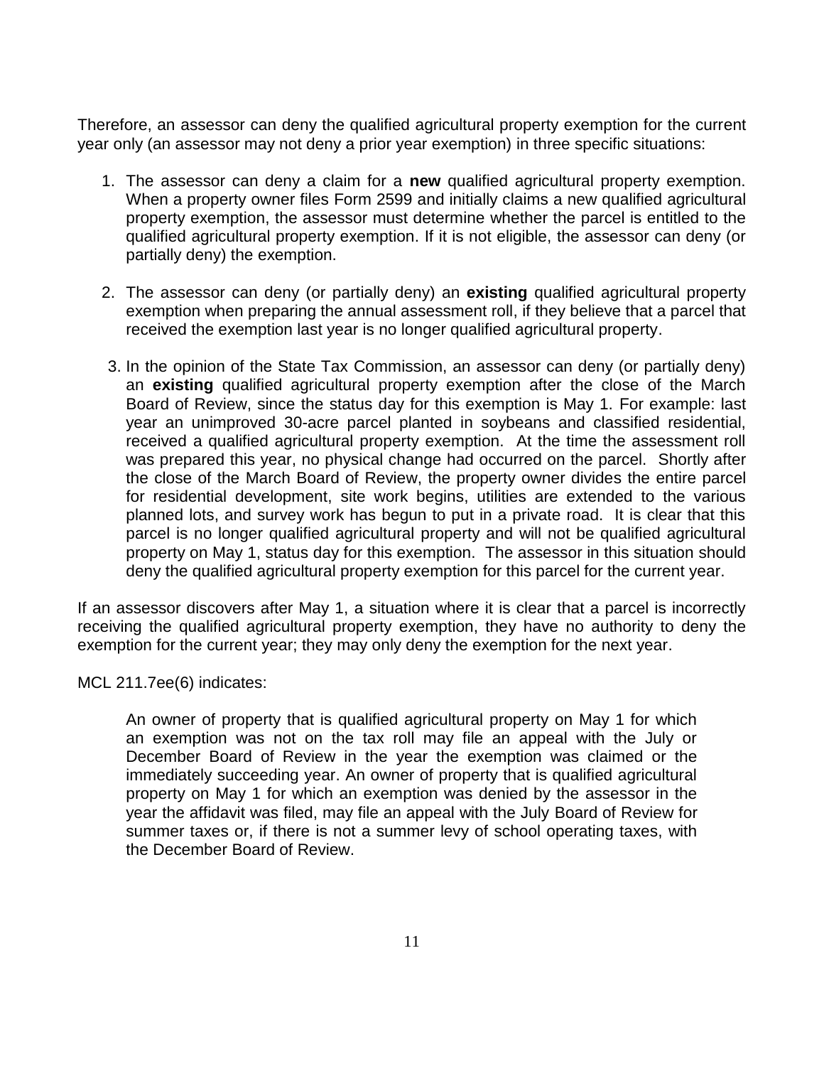Therefore, an assessor can deny the qualified agricultural property exemption for the current year only (an assessor may not deny a prior year exemption) in three specific situations:

1. The assessor can deny a claim for a **new** qualified agricultural property exemption. When a property owner files Form 2599 and initially claims a new qualified agricultural property exemption, the assessor must determine whether the parcel is entitled to the qualified agricultural property exemption. If it is not eligible, the assessor can deny (or partially deny) the exemption.

2. The assessor can deny (or partially deny) an **existing** qualified agricultural property exemption when preparing the annual assessment roll, if they believe that a parcel that received the exemption last year is no longer qualified agricultural property.

3. In the opinion of the State Tax Commission, an assessor can deny (or partially deny) an **existing** qualified agricultural property exemption after the close of the March Board of Review, since the status day for this exemption is May 1. For example: last year an unimproved 30-acre parcel planted in soybeans and classified residential, received a qualified agricultural property exemption. At the time the assessment roll was prepared this year, no physical change had occurred on the parcel. Shortly after the close of the March Board of Review, the property owner divides the entire parcel for residential development, site work begins, utilities are extended to the various planned lots, and survey work has begun to put in a private road. It is clear that this parcel is no longer qualified agricultural property and will not be qualified agricultural property on May 1, status day for this exemption. The assessor in this situation should deny the qualified agricultural property exemption for this parcel for the current year.

If an assessor discovers after May 1, a situation where it is clear that a parcel is incorrectly receiving the qualified agricultural property exemption, they have no authority to deny the exemption for the current year; they may only deny the exemption for the next year.

MCL 211.7ee(6) indicates:

> An owner of property that is qualified agricultural property on May 1 for which an exemption was not on the tax roll may file an appeal with the July or December Board of Review in the year the exemption was claimed or the immediately succeeding year. An owner of property that is qualified agricultural property on May 1 for which an exemption was denied by the assessor in the year the affidavit was filed, may file an appeal with the July Board of Review for summer taxes or, if there is not a summer levy of school operating taxes, with the December Board of Review.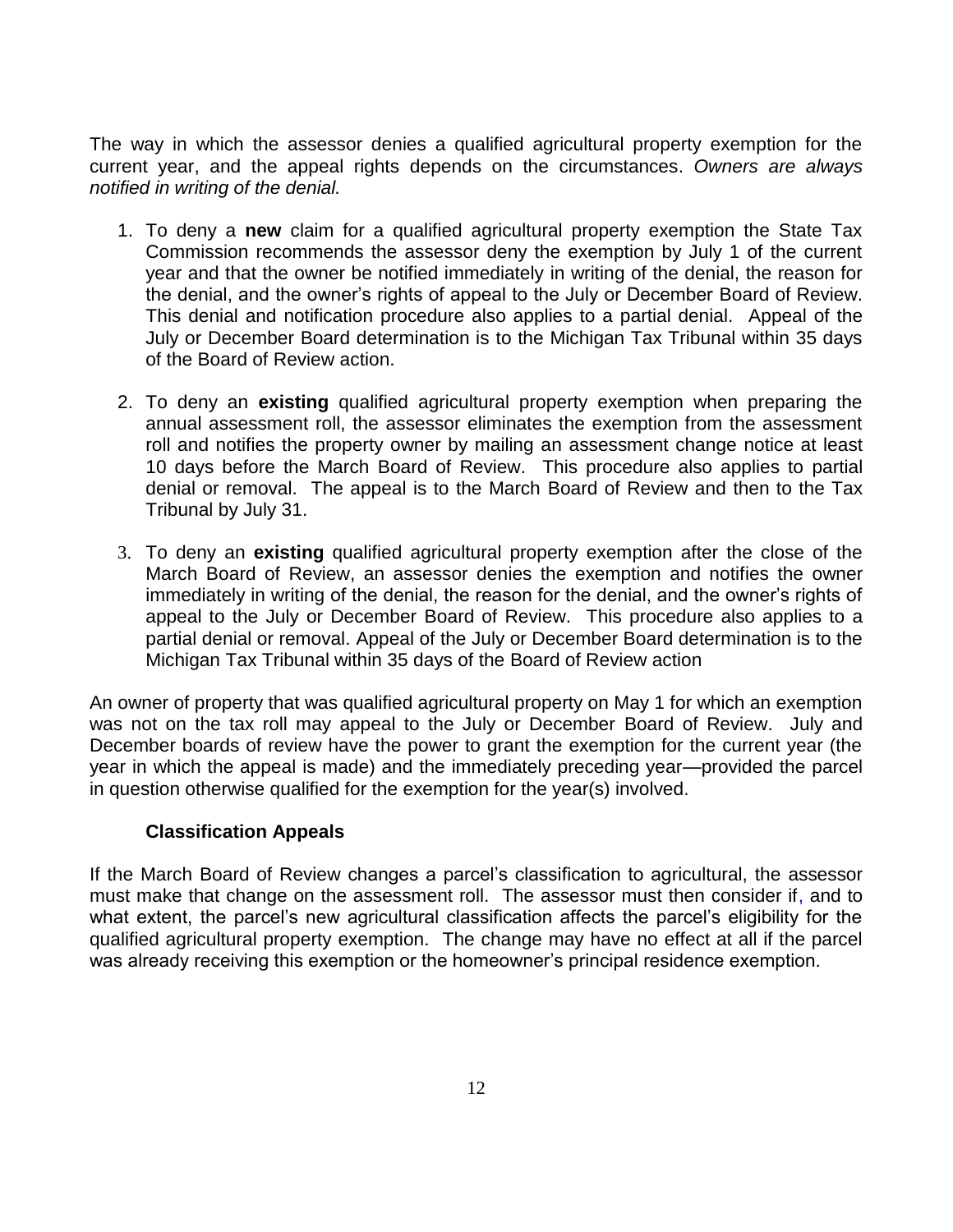The way in which the assessor denies a qualified agricultural property exemption for the current year, and the appeal rights depends on the circumstances. *Owners are always notified in writing of the denial.*

1. To deny a **new** claim for a qualified agricultural property exemption the State Tax Commission recommends the assessor deny the exemption by July 1 of the current year and that the owner be notified immediately in writing of the denial, the reason for the denial, and the owner's rights of appeal to the July or December Board of Review. This denial and notification procedure also applies to a partial denial. Appeal of the July or December Board determination is to the Michigan Tax Tribunal within 35 days of the Board of Review action.

2. To deny an **existing** qualified agricultural property exemption when preparing the annual assessment roll, the assessor eliminates the exemption from the assessment roll and notifies the property owner by mailing an assessment change notice at least 10 days before the March Board of Review. This procedure also applies to partial denial or removal. The appeal is to the March Board of Review and then to the Tax Tribunal by July 31.

3. To deny an **existing** qualified agricultural property exemption after the close of the March Board of Review, an assessor denies the exemption and notifies the owner immediately in writing of the denial, the reason for the denial, and the owner's rights of appeal to the July or December Board of Review. This procedure also applies to a partial denial or removal. Appeal of the July or December Board determination is to the Michigan Tax Tribunal within 35 days of the Board of Review action

An owner of property that was qualified agricultural property on May 1 for which an exemption was not on the tax roll may appeal to the July or December Board of Review. July and December boards of review have the power to grant the exemption for the current year (the year in which the appeal is made) and the immediately preceding year—provided the parcel in question otherwise qualified for the exemption for the year(s) involved.

### Classification Appeals

If the March Board of Review changes a parcel's classification to agricultural, the assessor must make that change on the assessment roll. The assessor must then consider if, and to what extent, the parcel's new agricultural classification affects the parcel's eligibility for the qualified agricultural property exemption. The change may have no effect at all if the parcel was already receiving this exemption or the homeowner's principal residence exemption.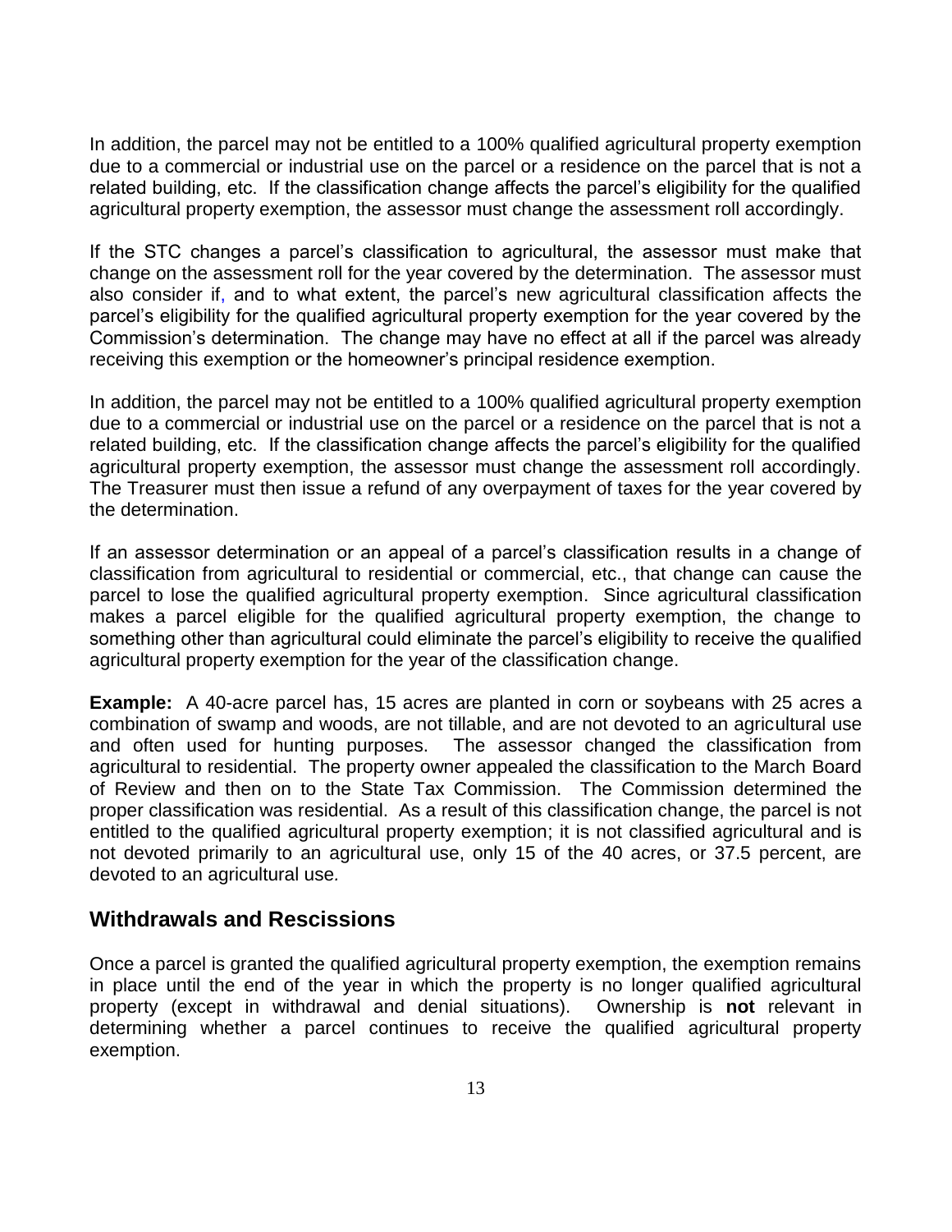In addition, the parcel may not be entitled to a 100% qualified agricultural property exemption due to a commercial or industrial use on the parcel or a residence on the parcel that is not a related building, etc. If the classification change affects the parcel's eligibility for the qualified agricultural property exemption, the assessor must change the assessment roll accordingly.

If the STC changes a parcel's classification to agricultural, the assessor must make that change on the assessment roll for the year covered by the determination. The assessor must also consider if, and to what extent, the parcel's new agricultural classification affects the parcel's eligibility for the qualified agricultural property exemption for the year covered by the Commission's determination. The change may have no effect at all if the parcel was already receiving this exemption or the homeowner's principal residence exemption.

In addition, the parcel may not be entitled to a 100% qualified agricultural property exemption due to a commercial or industrial use on the parcel or a residence on the parcel that is not a related building, etc. If the classification change affects the parcel's eligibility for the qualified agricultural property exemption, the assessor must change the assessment roll accordingly. The Treasurer must then issue a refund of any overpayment of taxes for the year covered by the determination.

If an assessor determination or an appeal of a parcel's classification results in a change of classification from agricultural to residential or commercial, etc., that change can cause the parcel to lose the qualified agricultural property exemption. Since agricultural classification makes a parcel eligible for the qualified agricultural property exemption, the change to something other than agricultural could eliminate the parcel's eligibility to receive the qualified agricultural property exemption for the year of the classification change.

**Example:** A 40-acre parcel has, 15 acres are planted in corn or soybeans with 25 acres a combination of swamp and woods, are not tillable, and are not devoted to an agricultural use and often used for hunting purposes. The assessor changed the classification from agricultural to residential. The property owner appealed the classification to the March Board of Review and then on to the State Tax Commission. The Commission determined the proper classification was residential. As a result of this classification change, the parcel is not entitled to the qualified agricultural property exemption; it is not classified agricultural and is not devoted primarily to an agricultural use, only 15 of the 40 acres, or 37.5 percent, are devoted to an agricultural use.

## Withdrawals and Rescissions

Once a parcel is granted the qualified agricultural property exemption, the exemption remains in place until the end of the year in which the property is no longer qualified agricultural property (except in withdrawal and denial situations). Ownership is **not** relevant in determining whether a parcel continues to receive the qualified agricultural property exemption.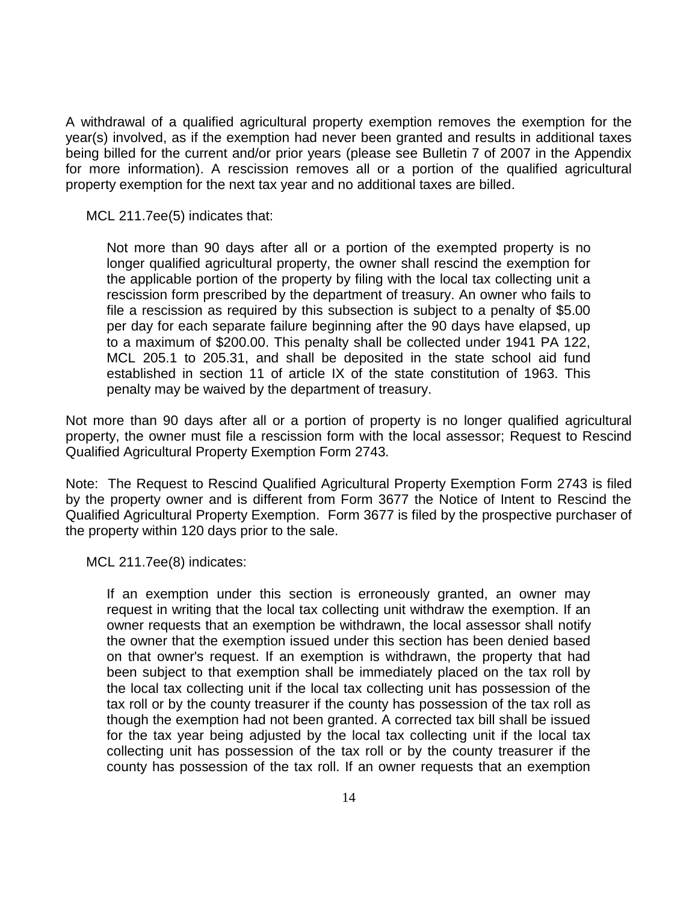A withdrawal of a qualified agricultural property exemption removes the exemption for the year(s) involved, as if the exemption had never been granted and results in additional taxes being billed for the current and/or prior years (please see Bulletin 7 of 2007 in the Appendix for more information). A rescission removes all or a portion of the qualified agricultural property exemption for the next tax year and no additional taxes are billed.

MCL 211.7ee(5) indicates that:

> Not more than 90 days after all or a portion of the exempted property is no longer qualified agricultural property, the owner shall rescind the exemption for the applicable portion of the property by filing with the local tax collecting unit a rescission form prescribed by the department of treasury. An owner who fails to file a rescission as required by this subsection is subject to a penalty of $5.00 per day for each separate failure beginning after the 90 days have elapsed, up to a maximum of $200.00. This penalty shall be collected under 1941 PA 122, MCL 205.1 to 205.31, and shall be deposited in the state school aid fund established in section 11 of article IX of the state constitution of 1963. This penalty may be waived by the department of treasury.

Not more than 90 days after all or a portion of property is no longer qualified agricultural property, the owner must file a rescission form with the local assessor; Request to Rescind Qualified Agricultural Property Exemption Form 2743*.*

Note: The Request to Rescind Qualified Agricultural Property Exemption Form 2743 is filed by the property owner and is different from Form 3677 the Notice of Intent to Rescind the Qualified Agricultural Property Exemption. Form 3677 is filed by the prospective purchaser of the property within 120 days prior to the sale.

MCL 211.7ee(8) indicates:

> If an exemption under this section is erroneously granted, an owner may request in writing that the local tax collecting unit withdraw the exemption. If an owner requests that an exemption be withdrawn, the local assessor shall notify the owner that the exemption issued under this section has been denied based on that owner's request. If an exemption is withdrawn, the property that had been subject to that exemption shall be immediately placed on the tax roll by the local tax collecting unit if the local tax collecting unit has possession of the tax roll or by the county treasurer if the county has possession of the tax roll as though the exemption had not been granted. A corrected tax bill shall be issued for the tax year being adjusted by the local tax collecting unit if the local tax collecting unit has possession of the tax roll or by the county treasurer if the county has possession of the tax roll. If an owner requests that an exemption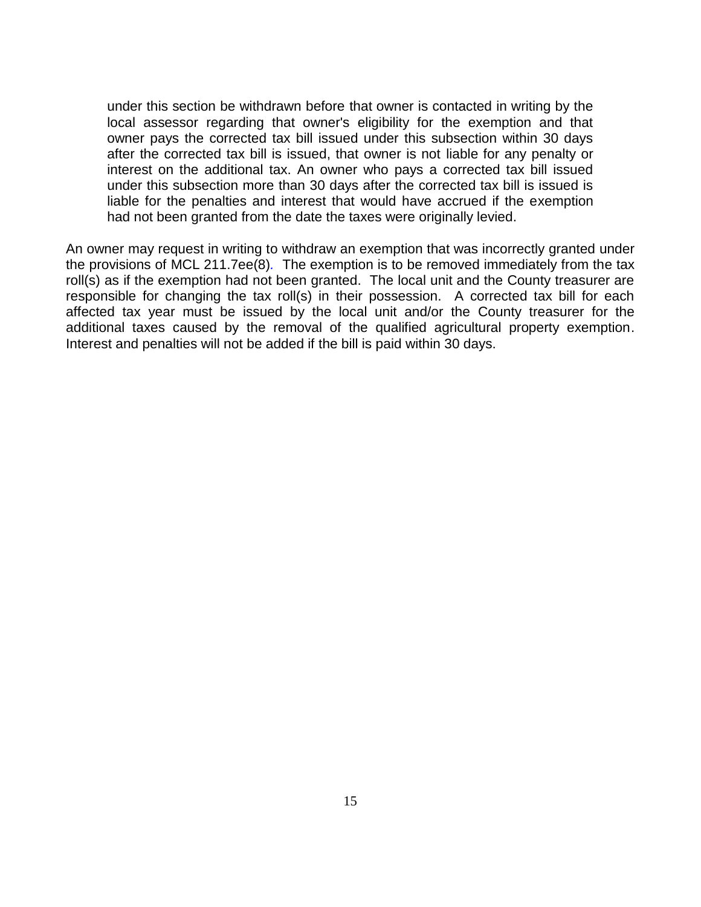> under this section be withdrawn before that owner is contacted in writing by the local assessor regarding that owner's eligibility for the exemption and that owner pays the corrected tax bill issued under this subsection within 30 days after the corrected tax bill is issued, that owner is not liable for any penalty or interest on the additional tax. An owner who pays a corrected tax bill issued under this subsection more than 30 days after the corrected tax bill is issued is liable for the penalties and interest that would have accrued if the exemption had not been granted from the date the taxes were originally levied.

An owner may request in writing to withdraw an exemption that was incorrectly granted under the provisions of MCL 211.7ee(8). The exemption is to be removed immediately from the tax roll(s) as if the exemption had not been granted. The local unit and the County treasurer are responsible for changing the tax roll(s) in their possession. A corrected tax bill for each affected tax year must be issued by the local unit and/or the County treasurer for the additional taxes caused by the removal of the qualified agricultural property exemption. Interest and penalties will not be added if the bill is paid within 30 days.